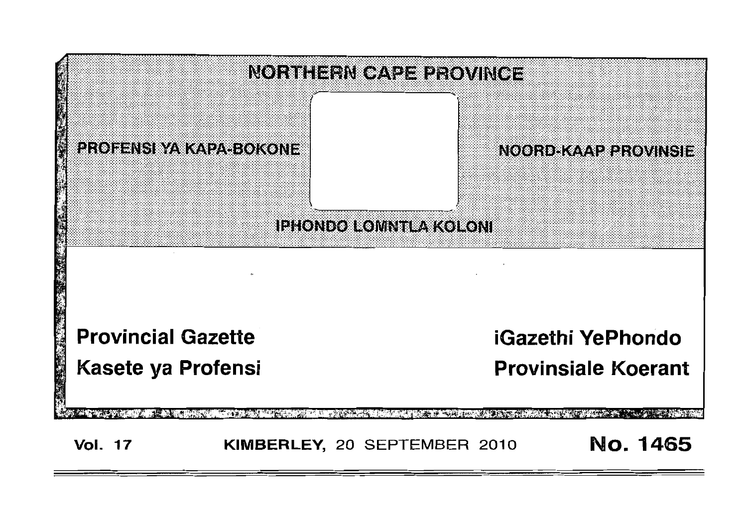# NORTHERN CAPE PROVINCE

PROFENSI YA KAPA-BOKONE

NOORD-KAAP PROVINSIE

IPHONDO LOMNTLA KOLONI

**Provincial Gazette**

**Kasete ya Profensi**

**iGazethi YePhondo**

**Provinsiale Koerant**

**Vol. 17** **KIMBERLEY,** 20 SEPTEMBER 2010 **No. 1465**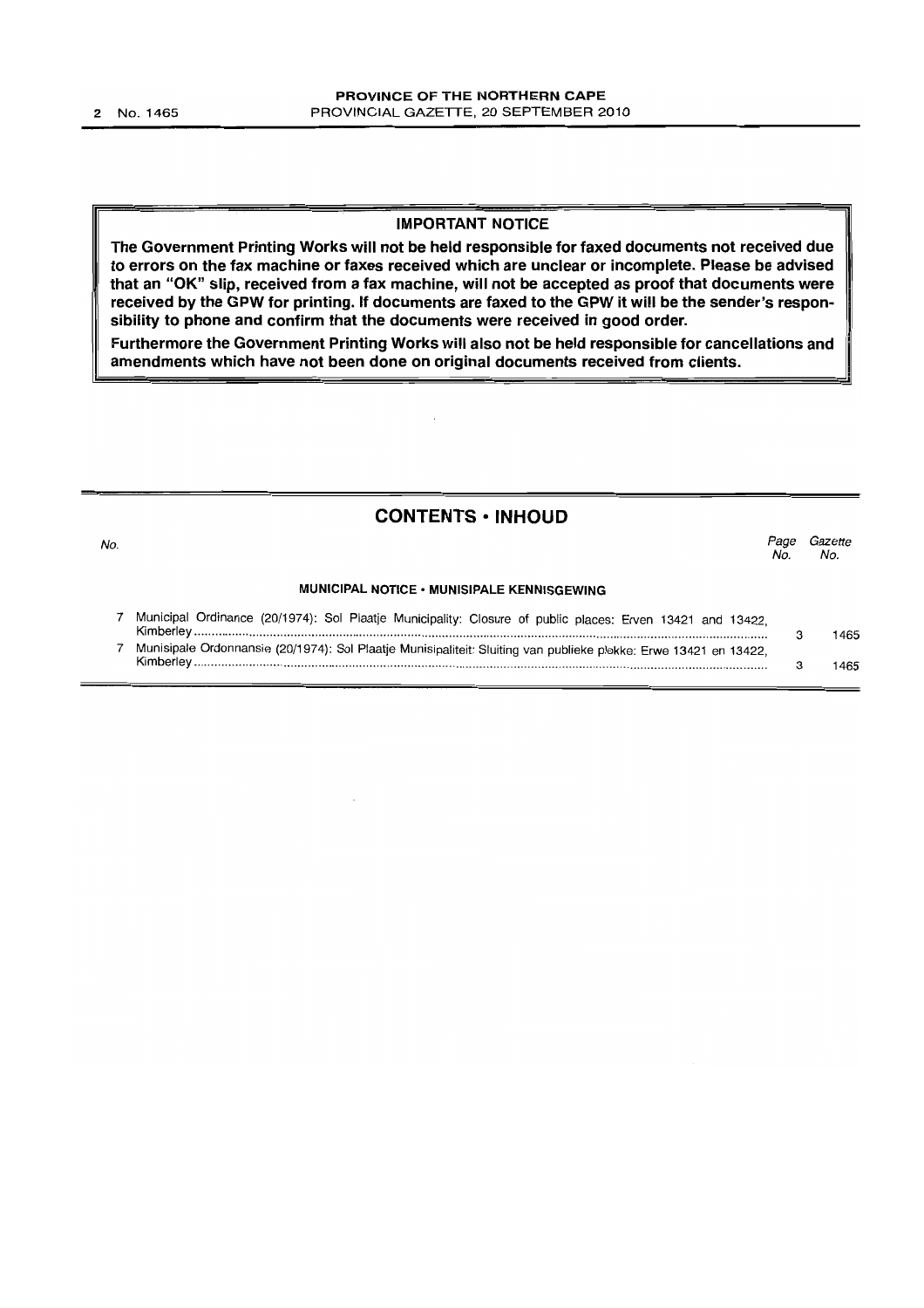## IMPORTANT NOTICE

**The Government Printing Works will not be held responsible for faxed documents not received due to errors on the fax machine or faxes received which are unclear or incomplete. Please be advised that an "OK" slip, received from a fax machine, will not be accepted as proof that documents were received by the GPW for printing. If documents are faxed to the GPW it will be the sender's responsibility to phone and confirm that the documents were received in good order.**

**Furthermore the Government Printing Works will also not be held responsible for cancellations and amendments which have not been done on original documents received from clients.**

## CONTENTS • INHOUD

| No. | | Page No. | Gazette No. |
|---|---|---|---|
| | **MUNICIPAL NOTICE • MUNISIPALE KENNISGEWING** | | |
| 7 | Municipal Ordinance (20/1974): Sol Plaatje Municipality: Closure of public places: Erven 13421 and 13422, Kimberley | 3 | 1465 |
| 7 | Munisipale Ordonnansie (20/1974): Sol Plaatje Munisipaliteit: Sluiting van publieke plekke: Erwe 13421 en 13422, Kimberley | 3 | 1465 |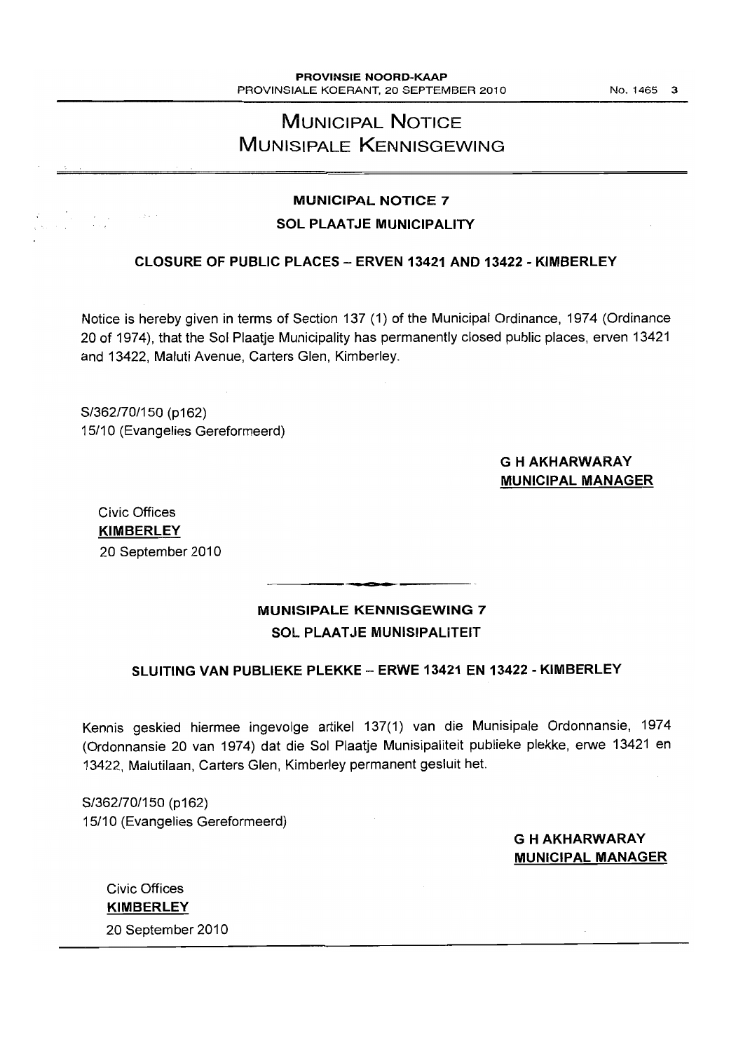# MUNICIPAL NOTICE
# MUNISIPALE KENNISGEWING

## MUNICIPAL NOTICE 7

## SOL PLAATJE MUNICIPALITY

### CLOSURE OF PUBLIC PLACES – ERVEN 13421 AND 13422 - KIMBERLEY

Notice is hereby given in terms of Section 137 (1) of the Municipal Ordinance, 1974 (Ordinance 20 of 1974), that the Sol Plaatje Municipality has permanently closed public places, erven 13421 and 13422, Maluti Avenue, Carters Glen, Kimberley.

S/362/70/150 (p162)
15/10 (Evangelies Gereformeerd)

**G H AKHARWARAY**
**MUNICIPAL MANAGER**

Civic Offices
**KIMBERLEY**
20 September 2010

---

## MUNISIPALE KENNISGEWING 7

## SOL PLAATJE MUNISIPALITEIT

### SLUITING VAN PUBLIEKE PLEKKE – ERWE 13421 EN 13422 - KIMBERLEY

Kennis geskied hiermee ingevolge artikel 137(1) van die Munisipale Ordonnansie, 1974 (Ordonnansie 20 van 1974) dat die Sol Plaatje Munisipaliteit publieke plekke, erwe 13421 en 13422, Malutilaan, Carters Glen, Kimberley permanent gesluit het.

S/362/70/150 (p162)
15/10 (Evangelies Gereformeerd)

**G H AKHARWARAY**
**MUNICIPAL MANAGER**

Civic Offices
**KIMBERLEY**
20 September 2010